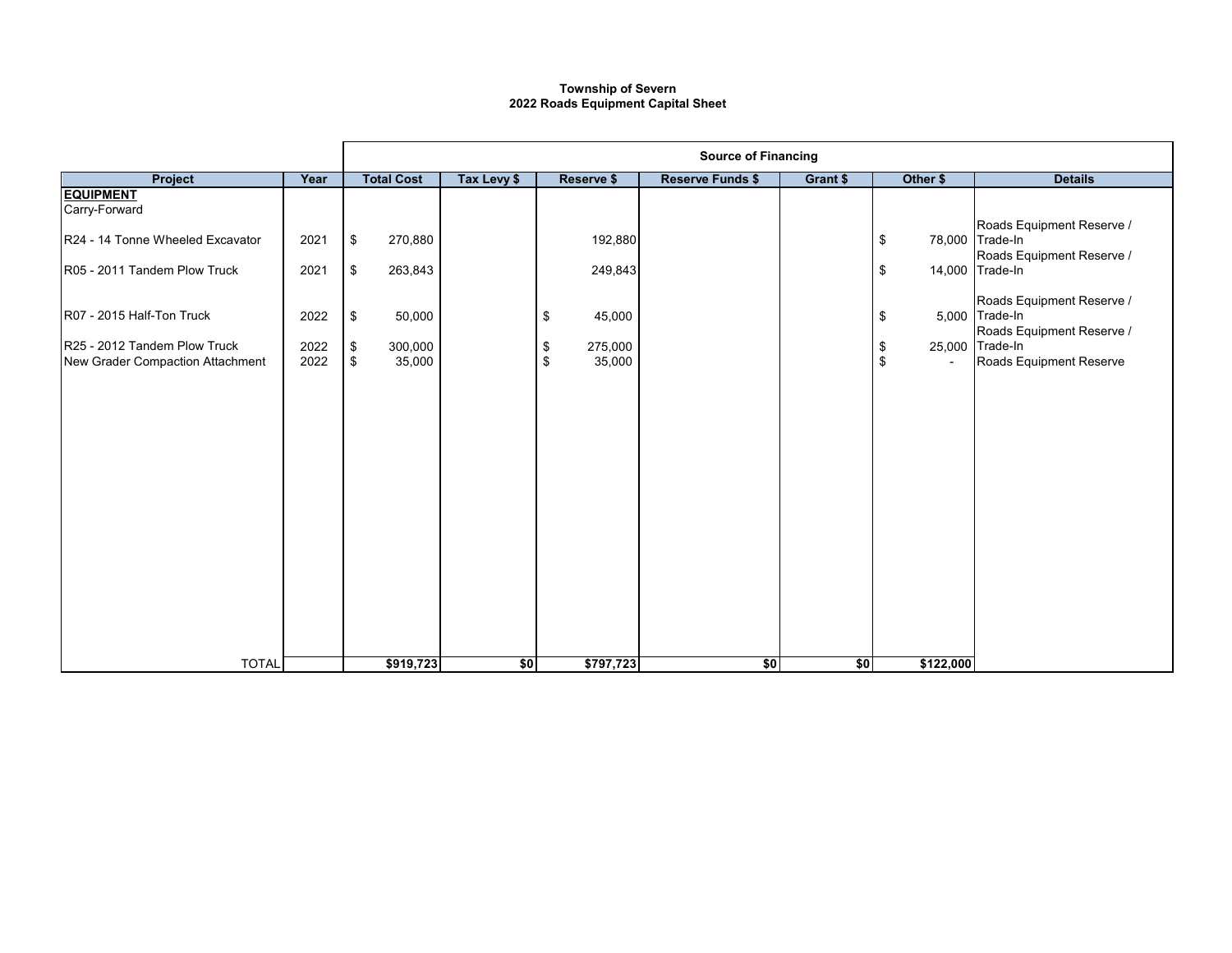**Township of Severn**
**2022 Roads Equipment Capital Sheet**

| Project | Year | Total Cost | Source of Financing | | | | | Details |
|---|---|---|---|---|---|---|---|---|
| | | | Tax Levy $ | Reserve $ | Reserve Funds $ | Grant $ | Other $ | |
| **EQUIPMENT** | | | | | | | | |
| Carry-Forward | | | | | | | | |
| R24 - 14 Tonne Wheeled Excavator | 2021 | $ 270,880 | | 192,880 | | | $ 78,000 | Roads Equipment Reserve / Trade-In |
| R05 - 2011 Tandem Plow Truck | 2021 | $ 263,843 | | 249,843 | | | $ 14,000 | Roads Equipment Reserve / Trade-In |
| R07 - 2015 Half-Ton Truck | 2022 | $ 50,000 | | $ 45,000 | | | $ 5,000 | Roads Equipment Reserve / Trade-In |
| R25 - 2012 Tandem Plow Truck | 2022 | $ 300,000 | | $ 275,000 | | | $ 25,000 | Roads Equipment Reserve / Trade-In |
| New Grader Compaction Attachment | 2022 | $ 35,000 | | $ 35,000 | | | $ - | Roads Equipment Reserve |
| TOTAL | | $919,723 | $0 | $797,723 | $0 | $0 | $122,000 | |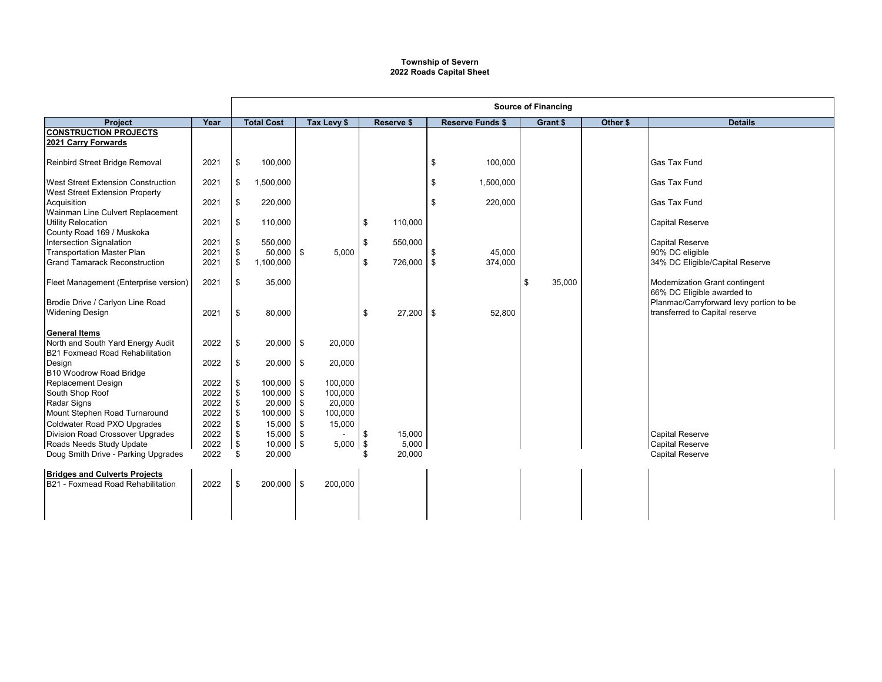**Township of Severn**
**2022 Roads Capital Sheet**

| Project | Year | Total Cost | Tax Levy $ | Reserve $ | Reserve Funds $ | Grant $ | Other $ | Details |
|---|---|---|---|---|---|---|---|---|
| | | Source of Financing | | | | | | |
| **CONSTRUCTION PROJECTS** | | | | | | | | |
| **2021 Carry Forwards** | | | | | | | | |
| Reinbird Street Bridge Removal | 2021 | $ 100,000 | | | $ 100,000 | | | Gas Tax Fund |
| West Street Extension Construction | 2021 | $ 1,500,000 | | | $ 1,500,000 | | | Gas Tax Fund |
| West Street Extension Property Acquisition | 2021 | $ 220,000 | | | $ 220,000 | | | Gas Tax Fund |
| Wainman Line Culvert Replacement Utility Relocation | 2021 | $ 110,000 | | $ 110,000 | | | | Capital Reserve |
| County Road 169 / Muskoka Intersection Signalation | 2021 | $ 550,000 | | $ 550,000 | | | | Capital Reserve |
| Transportation Master Plan | 2021 | $ 50,000 | $ 5,000 | | $ 45,000 | | | 90% DC eligible |
| Grand Tamarack Reconstruction | 2021 | $ 1,100,000 | | $ 726,000 | $ 374,000 | | | 34% DC Eligible/Capital Reserve |
| Fleet Management (Enterprise version) | 2021 | $ 35,000 | | | | $ 35,000 | | Modernization Grant contingent |
| Brodie Drive / Carlyon Line Road Widening Design | 2021 | $ 80,000 | | $ 27,200 | $ 52,800 | | | 66% DC Eligible awarded to Planmac/Carryforward levy portion to be transferred to Capital reserve |
| **General Items** | | | | | | | | |
| North and South Yard Energy Audit | 2022 | $ 20,000 | $ 20,000 | | | | | |
| B21 Foxmead Road Rehabilitation Design | 2022 | $ 20,000 | $ 20,000 | | | | | |
| B10 Woodrow Road Bridge Replacement Design | 2022 | $ 100,000 | $ 100,000 | | | | | |
| South Shop Roof | 2022 | $ 100,000 | $ 100,000 | | | | | |
| Radar Signs | 2022 | $ 20,000 | $ 20,000 | | | | | |
| Mount Stephen Road Turnaround | 2022 | $ 100,000 | $ 100,000 | | | | | |
| Coldwater Road PXO Upgrades | 2022 | $ 15,000 | $ 15,000 | | | | | |
| Division Road Crossover Upgrades | 2022 | $ 15,000 | $ - | $ 15,000 | | | | Capital Reserve |
| Roads Needs Study Update | 2022 | $ 10,000 | $ 5,000 | $ 5,000 | | | | Capital Reserve |
| Doug Smith Drive - Parking Upgrades | 2022 | $ 20,000 | | $ 20,000 | | | | Capital Reserve |
| **Bridges and Culverts Projects** | | | | | | | | |
| B21 - Foxmead Road Rehabilitation | 2022 | $ 200,000 | $ 200,000 | | | | | |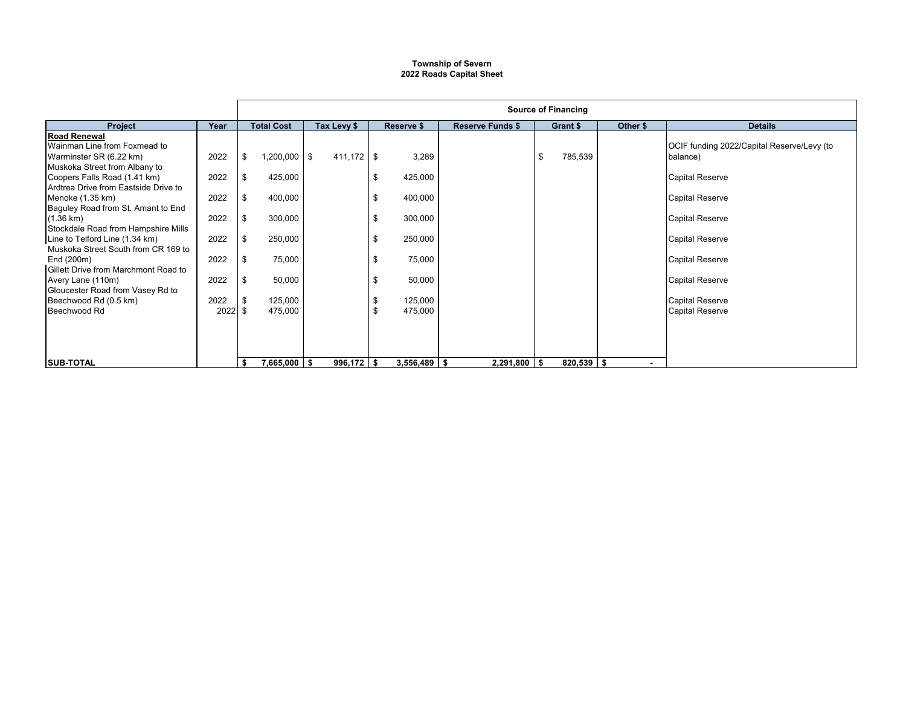**Township of Severn**
**2022 Roads Capital Sheet**

| Project | Year | Total Cost | Tax Levy $ | Reserve $ | Reserve Funds $ | Grant $ | Other $ | Details |
|---|---|---|---|---|---|---|---|---|
| | | Source of Financing | | | | | | |
| **Road Renewal** | | | | | | | | |
| Wainman Line from Foxmead to Warminster SR (6.22 km) | 2022 | $ 1,200,000 | $ 411,172 | $ 3,289 | | $ 785,539 | | OCIF funding 2022/Capital Reserve/Levy (to balance) |
| Muskoka Street from Albany to Coopers Falls Road (1.41 km) | 2022 | $ 425,000 | | $ 425,000 | | | | Capital Reserve |
| Ardtrea Drive from Eastside Drive to Menoke (1.35 km) | 2022 | $ 400,000 | | $ 400,000 | | | | Capital Reserve |
| Baguley Road from St. Amant to End (1.36 km) | 2022 | $ 300,000 | | $ 300,000 | | | | Capital Reserve |
| Stockdale Road from Hampshire Mills Line to Telford Line (1.34 km) | 2022 | $ 250,000 | | $ 250,000 | | | | Capital Reserve |
| Muskoka Street South from CR 169 to End (200m) | 2022 | $ 75,000 | | $ 75,000 | | | | Capital Reserve |
| Gillett Drive from Marchmont Road to Avery Lane (110m) | 2022 | $ 50,000 | | $ 50,000 | | | | Capital Reserve |
| Gloucester Road from Vasey Rd to Beechwood Rd (0.5 km) | 2022 | $ 125,000 | | $ 125,000 | | | | Capital Reserve |
| Beechwood Rd | 2022 | $ 475,000 | | $ 475,000 | | | | Capital Reserve |
| **SUB-TOTAL** | | **$ 7,665,000** | **$ 996,172** | **$ 3,556,489** | **$ 2,291,800** | **$ 820,539** | **$ -** | |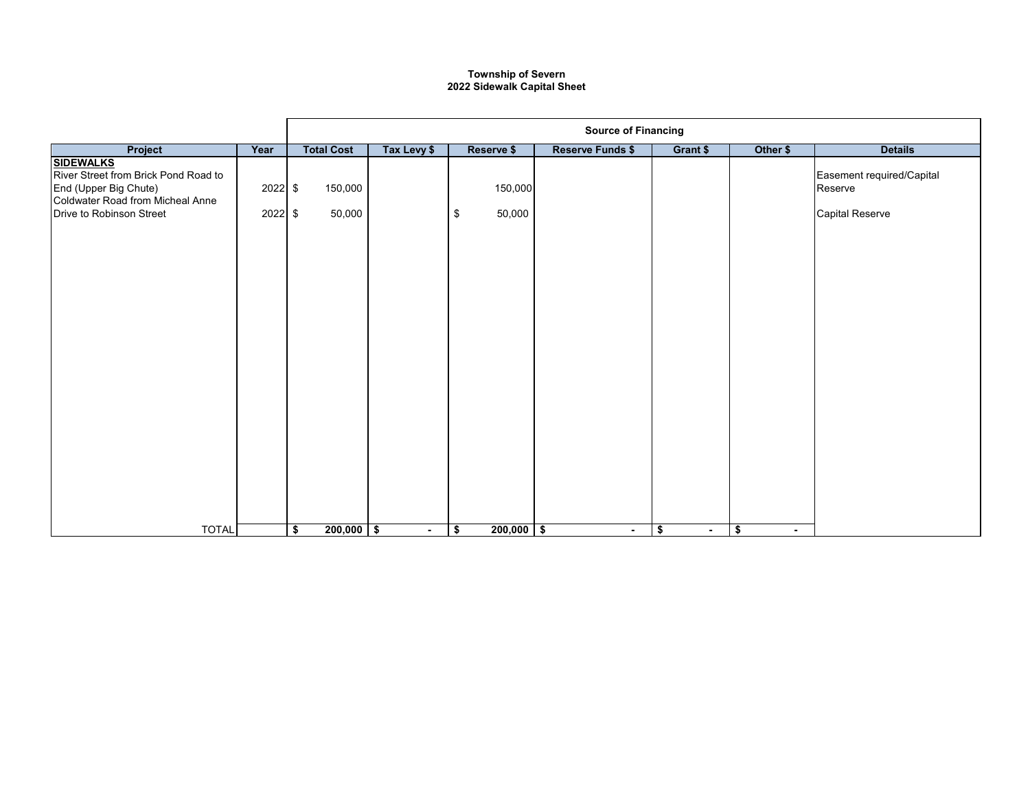**Township of Severn**
**2022 Sidewalk Capital Sheet**

| | | | Source of Financing | | | | | |
|---|---|---|---|---|---|---|---|---|
| **Project** | **Year** | **Total Cost** | **Tax Levy $** | **Reserve $** | **Reserve Funds $** | **Grant $** | **Other $** | **Details** |
| **SIDEWALKS** | | | | | | | | |
| River Street from Brick Pond Road to End (Upper Big Chute) | 2022 | $ 150,000 | | 150,000 | | | | Easement required/Capital Reserve |
| Coldwater Road from Micheal Anne Drive to Robinson Street | 2022 | $ 50,000 | | $ 50,000 | | | | Capital Reserve |
| TOTAL | | **$ 200,000** | **$ -** | **$ 200,000** | **$ -** | **$ -** | **$ -** | |